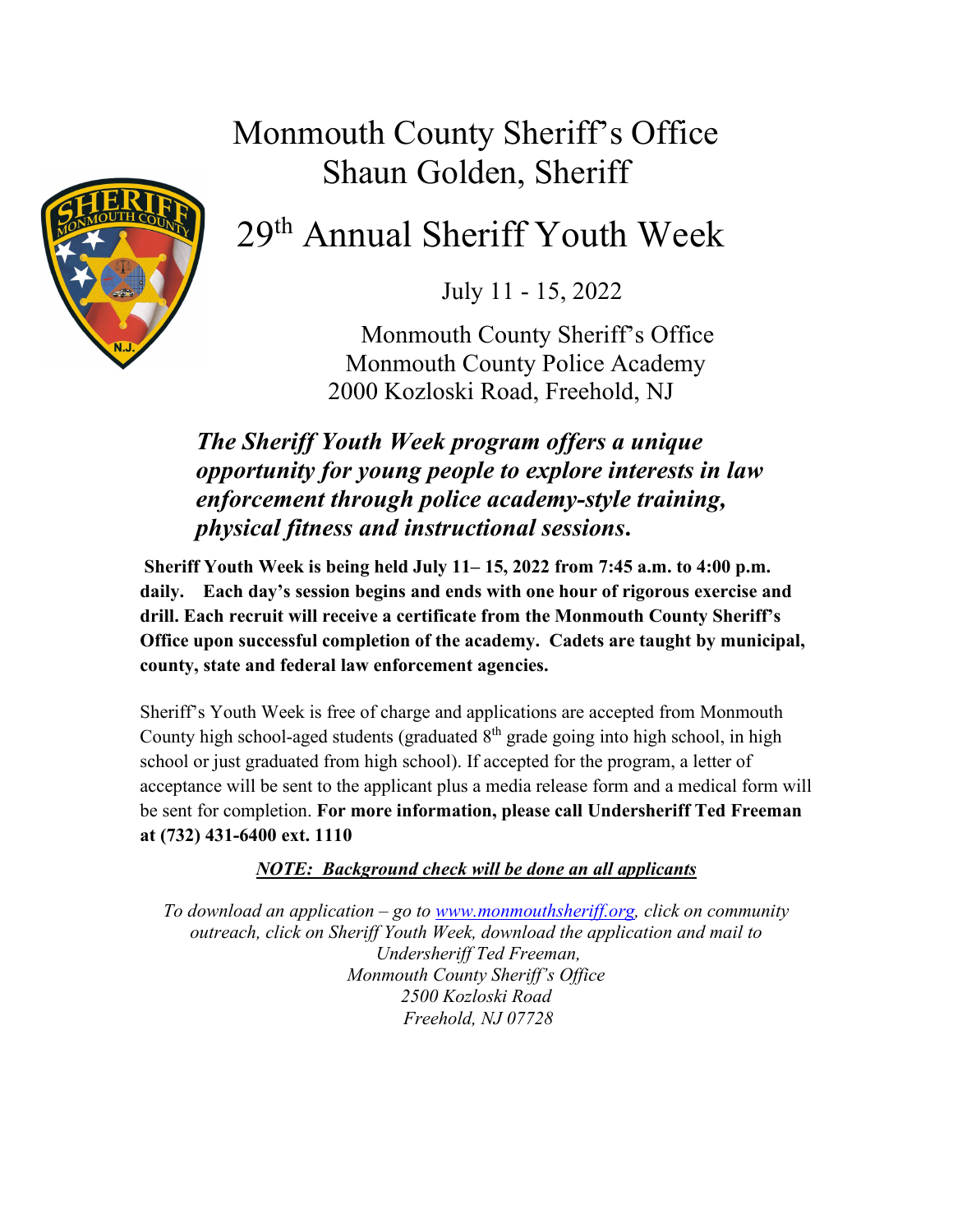# Monmouth County Sheriff's Office
## Shaun Golden, Sheriff

# 29th Annual Sheriff Youth Week

July 11 - 15, 2022

Monmouth County Sheriff's Office
Monmouth County Police Academy
2000 Kozloski Road, Freehold, NJ

***The Sheriff Youth Week program offers a unique opportunity for young people to explore interests in law enforcement through police academy-style training, physical fitness and instructional sessions.***

**Sheriff Youth Week is being held July 11– 15, 2022 from 7:45 a.m. to 4:00 p.m. daily. Each day's session begins and ends with one hour of rigorous exercise and drill. Each recruit will receive a certificate from the Monmouth County Sheriff's Office upon successful completion of the academy. Cadets are taught by municipal, county, state and federal law enforcement agencies.**

Sheriff's Youth Week is free of charge and applications are accepted from Monmouth County high school-aged students (graduated 8th grade going into high school, in high school or just graduated from high school). If accepted for the program, a letter of acceptance will be sent to the applicant plus a media release form and a medical form will be sent for completion. **For more information, please call Undersheriff Ted Freeman at (732) 431-6400 ext. 1110**

***NOTE: Background check will be done an all applicants***

*To download an application – go to www.monmouthsheriff.org, click on community outreach, click on Sheriff Youth Week, download the application and mail to*
*Undersheriff Ted Freeman,*
*Monmouth County Sheriff's Office*
*2500 Kozloski Road*
*Freehold, NJ 07728*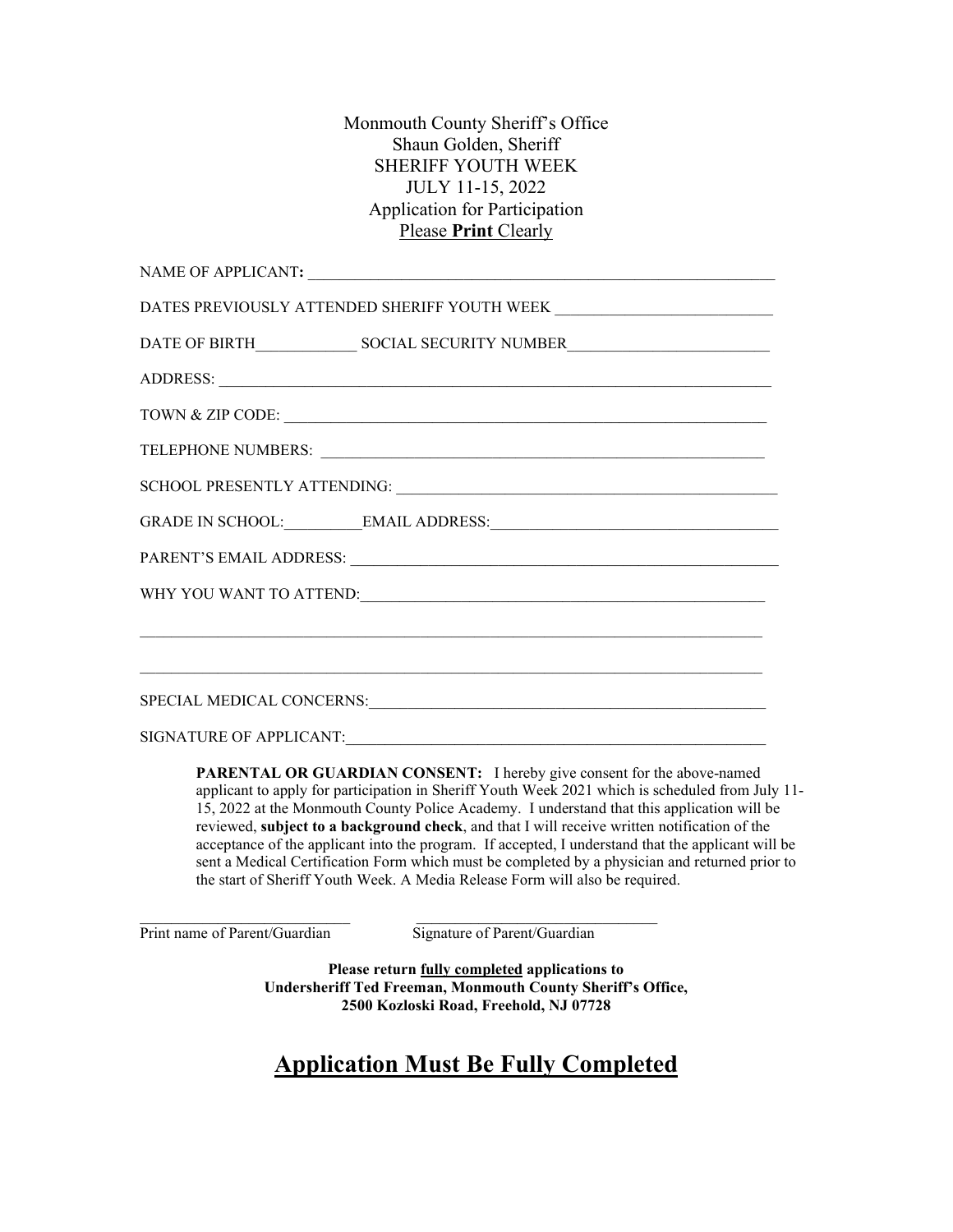Monmouth County Sheriff's Office
Shaun Golden, Sheriff
SHERIFF YOUTH WEEK
JULY 11-15, 2022
Application for Participation
Please **Print** Clearly

NAME OF APPLICANT**:** ______________________________________________________________

DATES PREVIOUSLY ATTENDED SHERIFF YOUTH WEEK ___________________________

DATE OF BIRTH_____________ SOCIAL SECURITY NUMBER_________________________

ADDRESS: ________________________________________________________________________

TOWN & ZIP CODE: _________________________________________________________________

TELEPHONE NUMBERS: ______________________________________________________________

SCHOOL PRESENTLY ATTENDING: _____________________________________________________

GRADE IN SCHOOL:__________EMAIL ADDRESS:___________________________________

PARENT'S EMAIL ADDRESS: _________________________________________________________

WHY YOU WANT TO ATTEND:_____________________________________________________

________________________________________________________________________________

________________________________________________________________________________

SPECIAL MEDICAL CONCERNS:____________________________________________________

SIGNATURE OF APPLICANT:_______________________________________________________

**PARENTAL OR GUARDIAN CONSENT:** I hereby give consent for the above-named applicant to apply for participation in Sheriff Youth Week 2021 which is scheduled from July 11-15, 2022 at the Monmouth County Police Academy. I understand that this application will be reviewed, **subject to a background check**, and that I will receive written notification of the acceptance of the applicant into the program. If accepted, I understand that the applicant will be sent a Medical Certification Form which must be completed by a physician and returned prior to the start of Sheriff Youth Week. A Media Release Form will also be required.

___________________________ ________________________________
Print name of Parent/Guardian Signature of Parent/Guardian

**Please return fully completed applications to**
**Undersheriff Ted Freeman, Monmouth County Sheriff's Office,**
**2500 Kozloski Road, Freehold, NJ 07728**

# Application Must Be Fully Completed